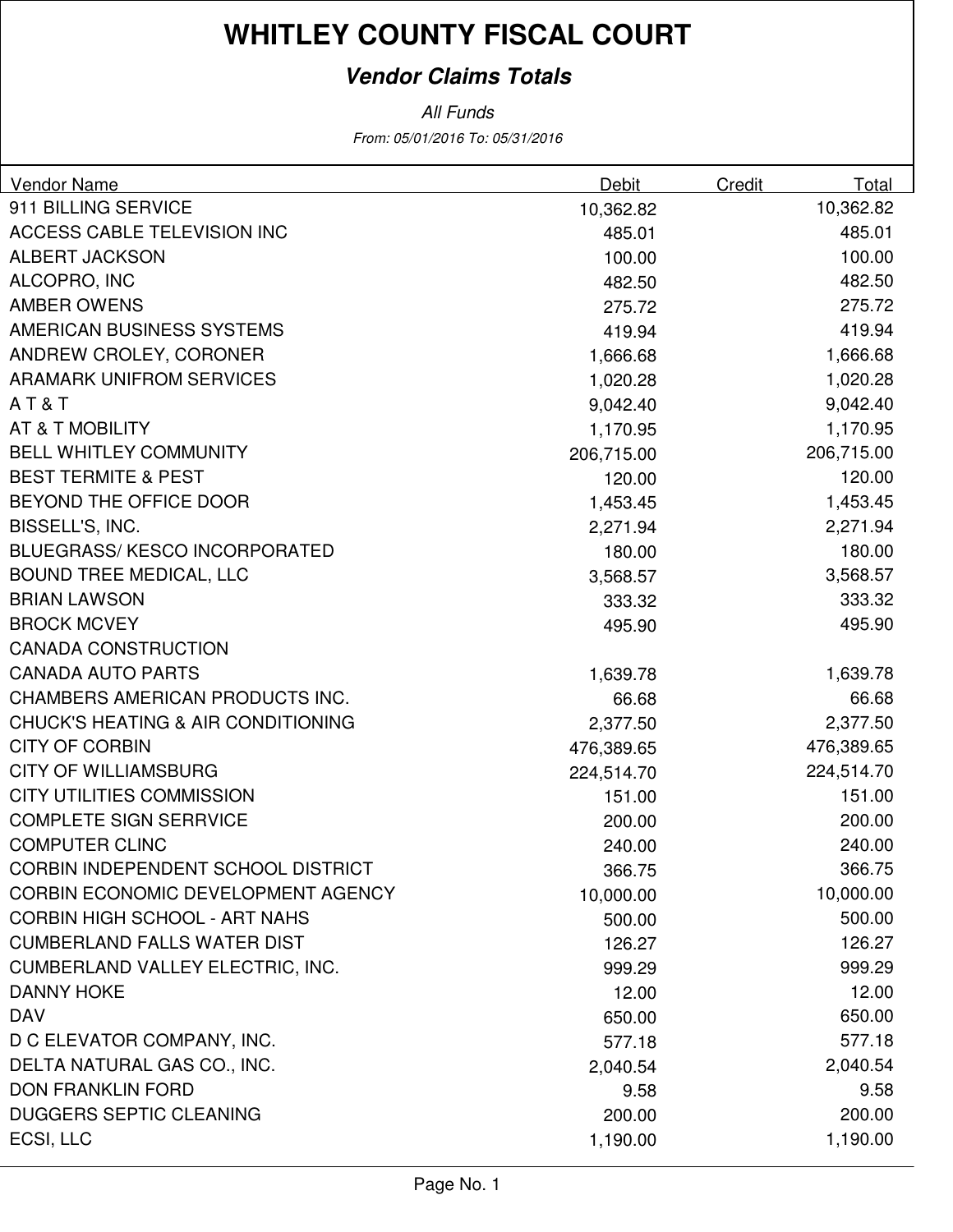# WHITLEY COUNTY FISCAL COURT

## *Vendor Claims Totals*

*All Funds*

*From: 05/01/2016 To: 05/31/2016*

| Vendor Name | Debit | Credit | Total |
|---|---|---|---|
| 911 BILLING SERVICE | 10,362.82 | | 10,362.82 |
| ACCESS CABLE TELEVISION INC | 485.01 | | 485.01 |
| ALBERT JACKSON | 100.00 | | 100.00 |
| ALCOPRO, INC | 482.50 | | 482.50 |
| AMBER OWENS | 275.72 | | 275.72 |
| AMERICAN BUSINESS SYSTEMS | 419.94 | | 419.94 |
| ANDREW CROLEY, CORONER | 1,666.68 | | 1,666.68 |
| ARAMARK UNIFROM SERVICES | 1,020.28 | | 1,020.28 |
| A T & T | 9,042.40 | | 9,042.40 |
| AT & T MOBILITY | 1,170.95 | | 1,170.95 |
| BELL WHITLEY COMMUNITY | 206,715.00 | | 206,715.00 |
| BEST TERMITE & PEST | 120.00 | | 120.00 |
| BEYOND THE OFFICE DOOR | 1,453.45 | | 1,453.45 |
| BISSELL'S, INC. | 2,271.94 | | 2,271.94 |
| BLUEGRASS/ KESCO INCORPORATED | 180.00 | | 180.00 |
| BOUND TREE MEDICAL, LLC | 3,568.57 | | 3,568.57 |
| BRIAN LAWSON | 333.32 | | 333.32 |
| BROCK MCVEY | 495.90 | | 495.90 |
| CANADA CONSTRUCTION | | | |
| CANADA AUTO PARTS | 1,639.78 | | 1,639.78 |
| CHAMBERS AMERICAN PRODUCTS INC. | 66.68 | | 66.68 |
| CHUCK'S HEATING & AIR CONDITIONING | 2,377.50 | | 2,377.50 |
| CITY OF CORBIN | 476,389.65 | | 476,389.65 |
| CITY OF WILLIAMSBURG | 224,514.70 | | 224,514.70 |
| CITY UTILITIES COMMISSION | 151.00 | | 151.00 |
| COMPLETE SIGN SERRVICE | 200.00 | | 200.00 |
| COMPUTER CLINC | 240.00 | | 240.00 |
| CORBIN INDEPENDENT SCHOOL DISTRICT | 366.75 | | 366.75 |
| CORBIN ECONOMIC DEVELOPMENT AGENCY | 10,000.00 | | 10,000.00 |
| CORBIN HIGH SCHOOL - ART NAHS | 500.00 | | 500.00 |
| CUMBERLAND FALLS WATER DIST | 126.27 | | 126.27 |
| CUMBERLAND VALLEY ELECTRIC, INC. | 999.29 | | 999.29 |
| DANNY HOKE | 12.00 | | 12.00 |
| DAV | 650.00 | | 650.00 |
| D C ELEVATOR COMPANY, INC. | 577.18 | | 577.18 |
| DELTA NATURAL GAS CO., INC. | 2,040.54 | | 2,040.54 |
| DON FRANKLIN FORD | 9.58 | | 9.58 |
| DUGGERS SEPTIC CLEANING | 200.00 | | 200.00 |
| ECSI, LLC | 1,190.00 | | 1,190.00 |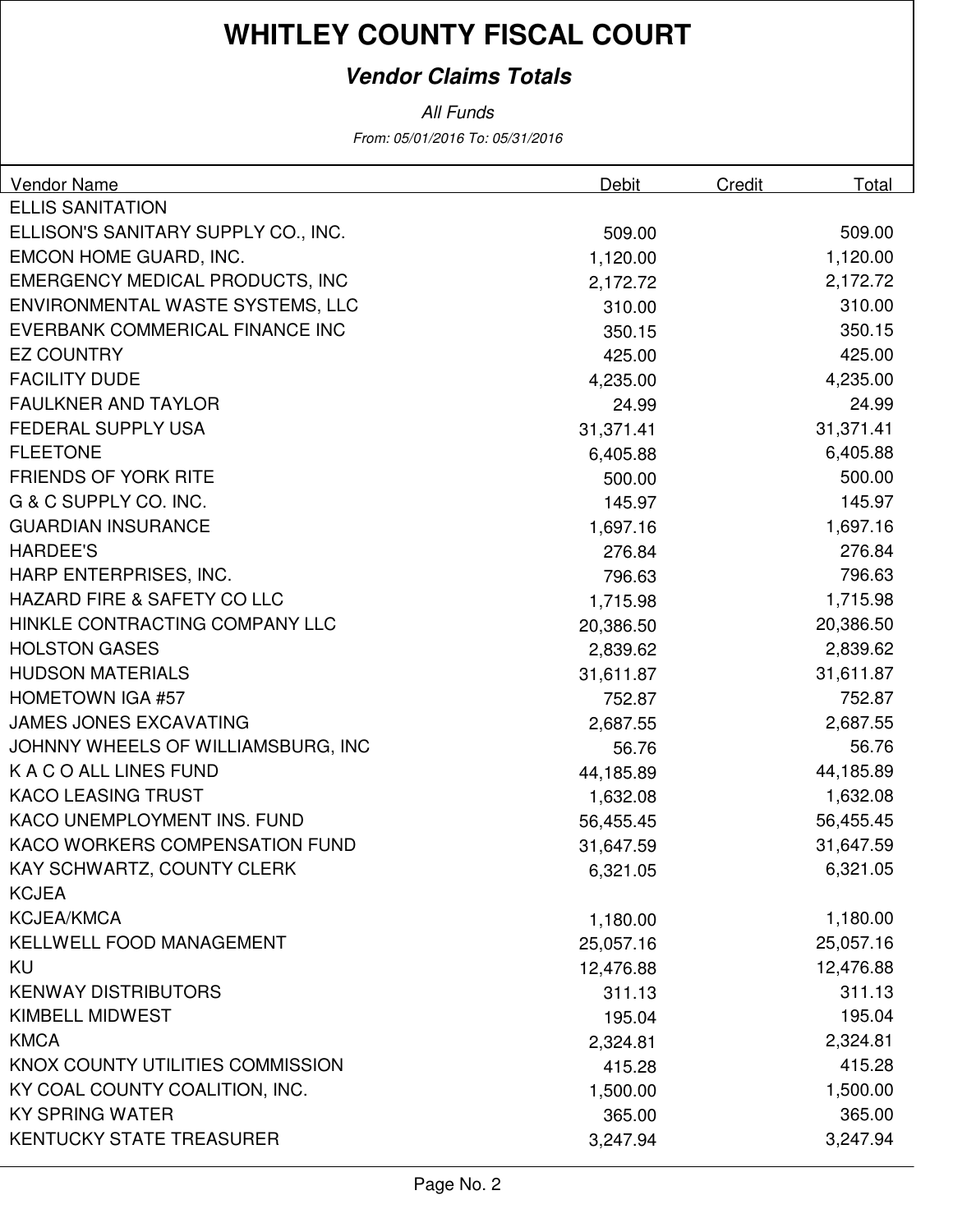# WHITLEY COUNTY FISCAL COURT

## *Vendor Claims Totals*

*All Funds*

*From: 05/01/2016 To: 05/31/2016*

| Vendor Name | Debit | Credit | Total |
|---|---|---|---|
| ELLIS SANITATION | | | |
| ELLISON'S SANITARY SUPPLY CO., INC. | 509.00 | | 509.00 |
| EMCON HOME GUARD, INC. | 1,120.00 | | 1,120.00 |
| EMERGENCY MEDICAL PRODUCTS, INC | 2,172.72 | | 2,172.72 |
| ENVIRONMENTAL WASTE SYSTEMS, LLC | 310.00 | | 310.00 |
| EVERBANK COMMERICAL FINANCE INC | 350.15 | | 350.15 |
| EZ COUNTRY | 425.00 | | 425.00 |
| FACILITY DUDE | 4,235.00 | | 4,235.00 |
| FAULKNER AND TAYLOR | 24.99 | | 24.99 |
| FEDERAL SUPPLY USA | 31,371.41 | | 31,371.41 |
| FLEETONE | 6,405.88 | | 6,405.88 |
| FRIENDS OF YORK RITE | 500.00 | | 500.00 |
| G & C SUPPLY CO. INC. | 145.97 | | 145.97 |
| GUARDIAN INSURANCE | 1,697.16 | | 1,697.16 |
| HARDEE'S | 276.84 | | 276.84 |
| HARP ENTERPRISES, INC. | 796.63 | | 796.63 |
| HAZARD FIRE & SAFETY CO LLC | 1,715.98 | | 1,715.98 |
| HINKLE CONTRACTING COMPANY LLC | 20,386.50 | | 20,386.50 |
| HOLSTON GASES | 2,839.62 | | 2,839.62 |
| HUDSON MATERIALS | 31,611.87 | | 31,611.87 |
| HOMETOWN IGA #57 | 752.87 | | 752.87 |
| JAMES JONES EXCAVATING | 2,687.55 | | 2,687.55 |
| JOHNNY WHEELS OF WILLIAMSBURG, INC | 56.76 | | 56.76 |
| K A C O ALL LINES FUND | 44,185.89 | | 44,185.89 |
| KACO LEASING TRUST | 1,632.08 | | 1,632.08 |
| KACO UNEMPLOYMENT INS. FUND | 56,455.45 | | 56,455.45 |
| KACO WORKERS COMPENSATION FUND | 31,647.59 | | 31,647.59 |
| KAY SCHWARTZ, COUNTY CLERK | 6,321.05 | | 6,321.05 |
| KCJEA | | | |
| KCJEA/KMCA | 1,180.00 | | 1,180.00 |
| KELLWELL FOOD MANAGEMENT | 25,057.16 | | 25,057.16 |
| KU | 12,476.88 | | 12,476.88 |
| KENWAY DISTRIBUTORS | 311.13 | | 311.13 |
| KIMBELL MIDWEST | 195.04 | | 195.04 |
| KMCA | 2,324.81 | | 2,324.81 |
| KNOX COUNTY UTILITIES COMMISSION | 415.28 | | 415.28 |
| KY COAL COUNTY COALITION, INC. | 1,500.00 | | 1,500.00 |
| KY SPRING WATER | 365.00 | | 365.00 |
| KENTUCKY STATE TREASURER | 3,247.94 | | 3,247.94 |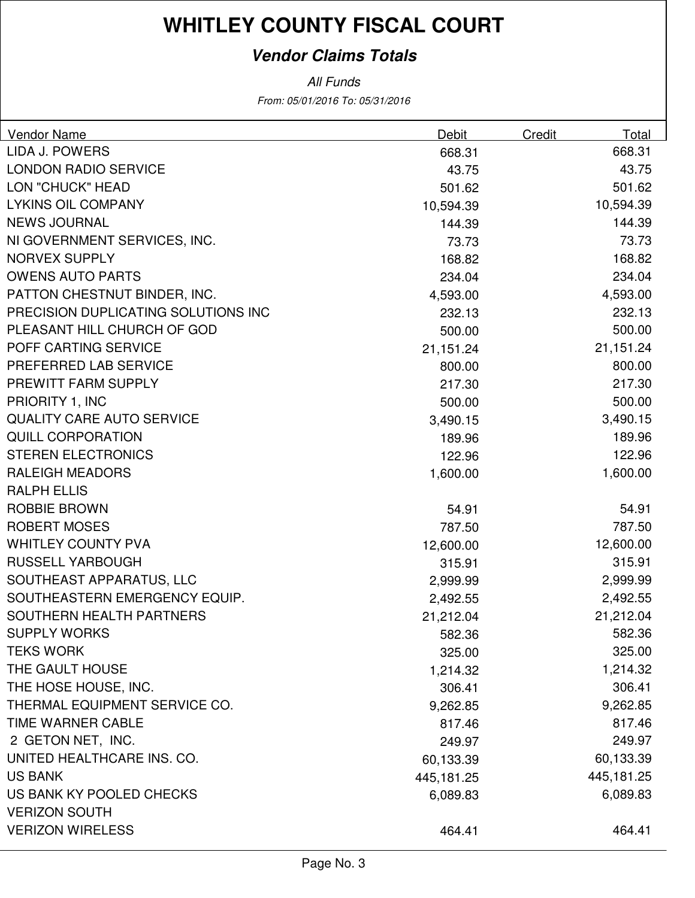# WHITLEY COUNTY FISCAL COURT

***Vendor Claims Totals***

*All Funds*

*From: 05/01/2016 To: 05/31/2016*

| Vendor Name | Debit | Credit | Total |
|---|---|---|---|
| LIDA J. POWERS | 668.31 | | 668.31 |
| LONDON RADIO SERVICE | 43.75 | | 43.75 |
| LON "CHUCK" HEAD | 501.62 | | 501.62 |
| LYKINS OIL COMPANY | 10,594.39 | | 10,594.39 |
| NEWS JOURNAL | 144.39 | | 144.39 |
| NI GOVERNMENT SERVICES, INC. | 73.73 | | 73.73 |
| NORVEX SUPPLY | 168.82 | | 168.82 |
| OWENS AUTO PARTS | 234.04 | | 234.04 |
| PATTON CHESTNUT BINDER, INC. | 4,593.00 | | 4,593.00 |
| PRECISION DUPLICATING SOLUTIONS INC | 232.13 | | 232.13 |
| PLEASANT HILL CHURCH OF GOD | 500.00 | | 500.00 |
| POFF CARTING SERVICE | 21,151.24 | | 21,151.24 |
| PREFERRED LAB SERVICE | 800.00 | | 800.00 |
| PREWITT FARM SUPPLY | 217.30 | | 217.30 |
| PRIORITY 1, INC | 500.00 | | 500.00 |
| QUALITY CARE AUTO SERVICE | 3,490.15 | | 3,490.15 |
| QUILL CORPORATION | 189.96 | | 189.96 |
| STEREN ELECTRONICS | 122.96 | | 122.96 |
| RALEIGH MEADORS | 1,600.00 | | 1,600.00 |
| RALPH ELLIS | | | |
| ROBBIE BROWN | 54.91 | | 54.91 |
| ROBERT MOSES | 787.50 | | 787.50 |
| WHITLEY COUNTY PVA | 12,600.00 | | 12,600.00 |
| RUSSELL YARBOUGH | 315.91 | | 315.91 |
| SOUTHEAST APPARATUS, LLC | 2,999.99 | | 2,999.99 |
| SOUTHEASTERN EMERGENCY EQUIP. | 2,492.55 | | 2,492.55 |
| SOUTHERN HEALTH PARTNERS | 21,212.04 | | 21,212.04 |
| SUPPLY WORKS | 582.36 | | 582.36 |
| TEKS WORK | 325.00 | | 325.00 |
| THE GAULT HOUSE | 1,214.32 | | 1,214.32 |
| THE HOSE HOUSE, INC. | 306.41 | | 306.41 |
| THERMAL EQUIPMENT SERVICE CO. | 9,262.85 | | 9,262.85 |
| TIME WARNER CABLE | 817.46 | | 817.46 |
| 2 GETON NET, INC. | 249.97 | | 249.97 |
| UNITED HEALTHCARE INS. CO. | 60,133.39 | | 60,133.39 |
| US BANK | 445,181.25 | | 445,181.25 |
| US BANK KY POOLED CHECKS | 6,089.83 | | 6,089.83 |
| VERIZON SOUTH | | | |
| VERIZON WIRELESS | 464.41 | | 464.41 |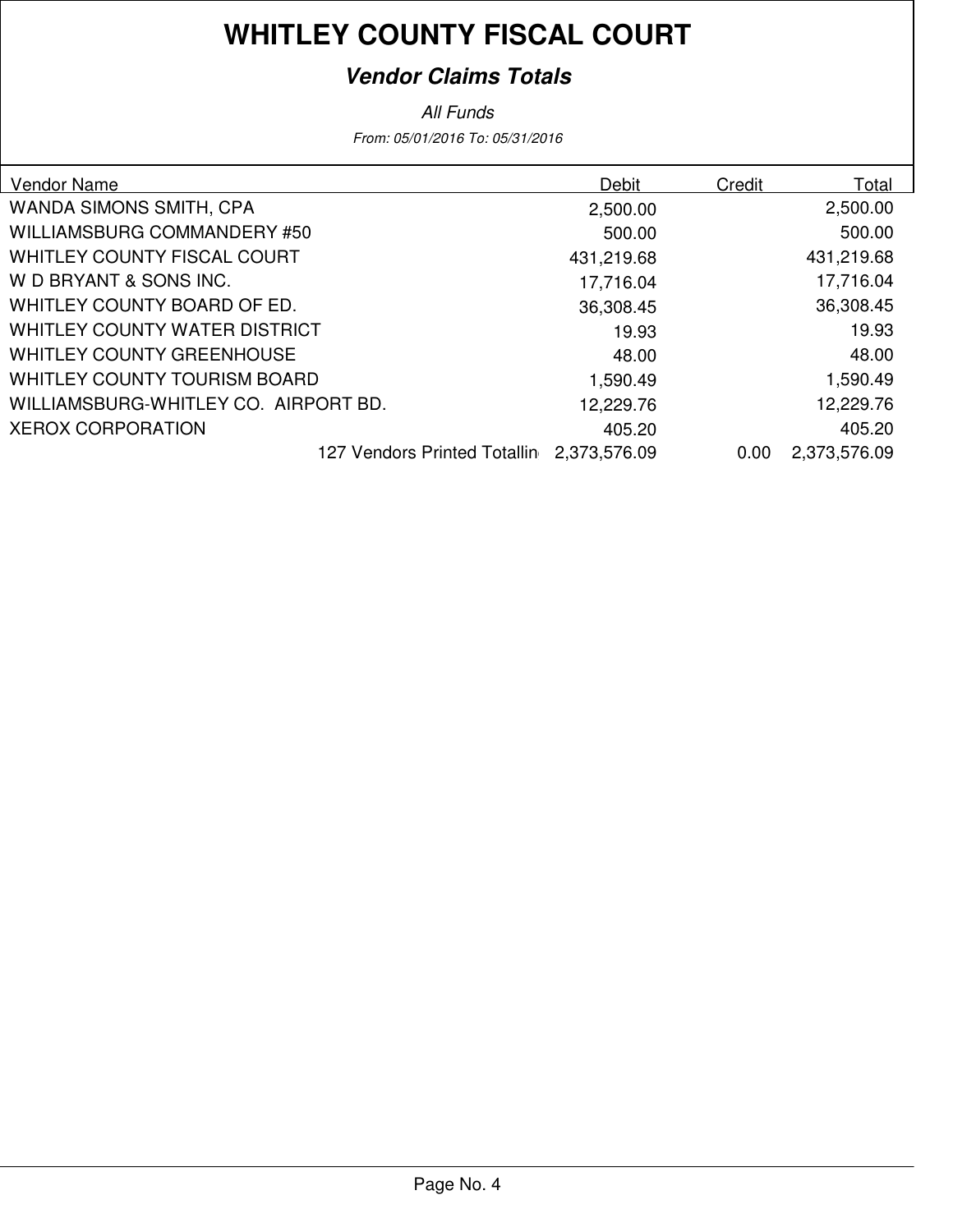# WHITLEY COUNTY FISCAL COURT

## *Vendor Claims Totals*

*All Funds*

*From: 05/01/2016 To: 05/31/2016*

| Vendor Name | Debit | Credit | Total |
|---|---|---|---|
| WANDA SIMONS SMITH, CPA | 2,500.00 | | 2,500.00 |
| WILLIAMSBURG COMMANDERY #50 | 500.00 | | 500.00 |
| WHITLEY COUNTY FISCAL COURT | 431,219.68 | | 431,219.68 |
| W D BRYANT & SONS INC. | 17,716.04 | | 17,716.04 |
| WHITLEY COUNTY BOARD OF ED. | 36,308.45 | | 36,308.45 |
| WHITLEY COUNTY WATER DISTRICT | 19.93 | | 19.93 |
| WHITLEY COUNTY GREENHOUSE | 48.00 | | 48.00 |
| WHITLEY COUNTY TOURISM BOARD | 1,590.49 | | 1,590.49 |
| WILLIAMSBURG-WHITLEY CO. AIRPORT BD. | 12,229.76 | | 12,229.76 |
| XEROX CORPORATION | 405.20 | | 405.20 |
| 127 Vendors Printed Totallin | 2,373,576.09 | 0.00 | 2,373,576.09 |